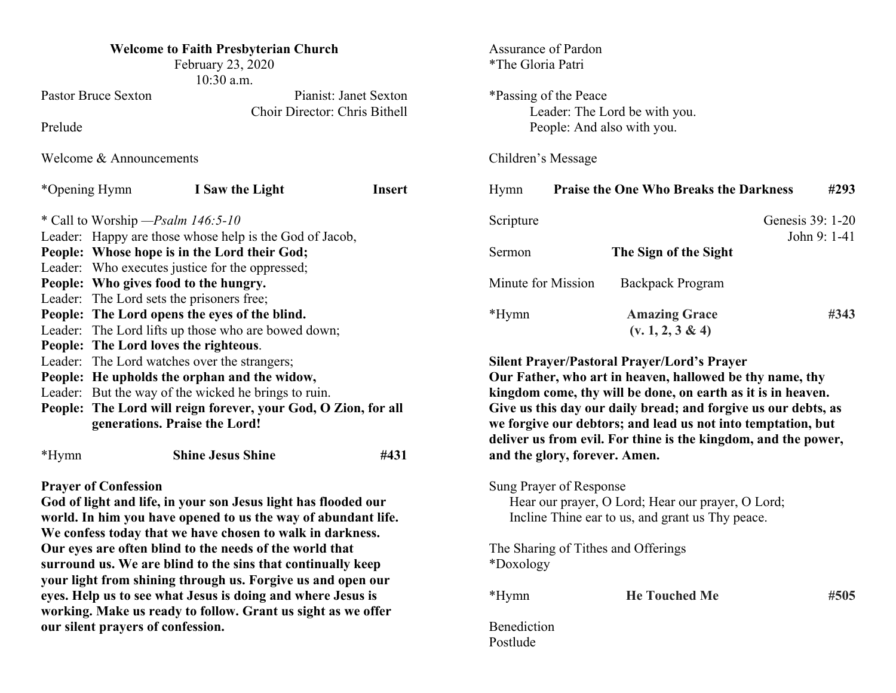**Welcome to Faith Presbyterian Church**
February 23, 2020
10:30 a.m.

Pastor Bruce Sexton — Pianist: Janet Sexton
Choir Director: Chris Bithell

Prelude

Welcome & Announcements

*Opening Hymn — **I Saw the Light** — **Insert**

* Call to Worship —*Psalm 146:5-10*

Leader: Happy are those whose help is the God of Jacob,
**People: Whose hope is in the Lord their God;**
Leader: Who executes justice for the oppressed;
**People: Who gives food to the hungry.**
Leader: The Lord sets the prisoners free;
**People: The Lord opens the eyes of the blind.**
Leader: The Lord lifts up those who are bowed down;
**People: The Lord loves the righteous**.
Leader: The Lord watches over the strangers;
**People: He upholds the orphan and the widow,**
Leader: But the way of the wicked he brings to ruin.
**People: The Lord will reign forever, your God, O Zion, for all generations. Praise the Lord!**

*Hymn — **Shine Jesus Shine** — **#431**

**Prayer of Confession**

**God of light and life, in your son Jesus light has flooded our world. In him you have opened to us the way of abundant life. We confess today that we have chosen to walk in darkness. Our eyes are often blind to the needs of the world that surround us. We are blind to the sins that continually keep your light from shining through us. Forgive us and open our eyes. Help us to see what Jesus is doing and where Jesus is working. Make us ready to follow. Grant us sight as we offer our silent prayers of confession.**

Assurance of Pardon
*The Gloria Patri

*Passing of the Peace
Leader: The Lord be with you.
People: And also with you.

Children's Message

Hymn — **Praise the One Who Breaks the Darkness** — **#293**

Scripture — Genesis 39: 1-20
John 9: 1-41

Sermon — **The Sign of the Sight**

Minute for Mission — Backpack Program

*Hymn — **Amazing Grace** — **#343**
**(v. 1, 2, 3 & 4)**

**Silent Prayer/Pastoral Prayer/Lord's Prayer**

**Our Father, who art in heaven, hallowed be thy name, thy kingdom come, thy will be done, on earth as it is in heaven. Give us this day our daily bread; and forgive us our debts, as we forgive our debtors; and lead us not into temptation, but deliver us from evil. For thine is the kingdom, and the power, and the glory, forever. Amen.**

Sung Prayer of Response
Hear our prayer, O Lord; Hear our prayer, O Lord;
Incline Thine ear to us, and grant us Thy peace.

The Sharing of Tithes and Offerings
*Doxology

*Hymn — **He Touched Me** — **#505**

Benediction
Postlude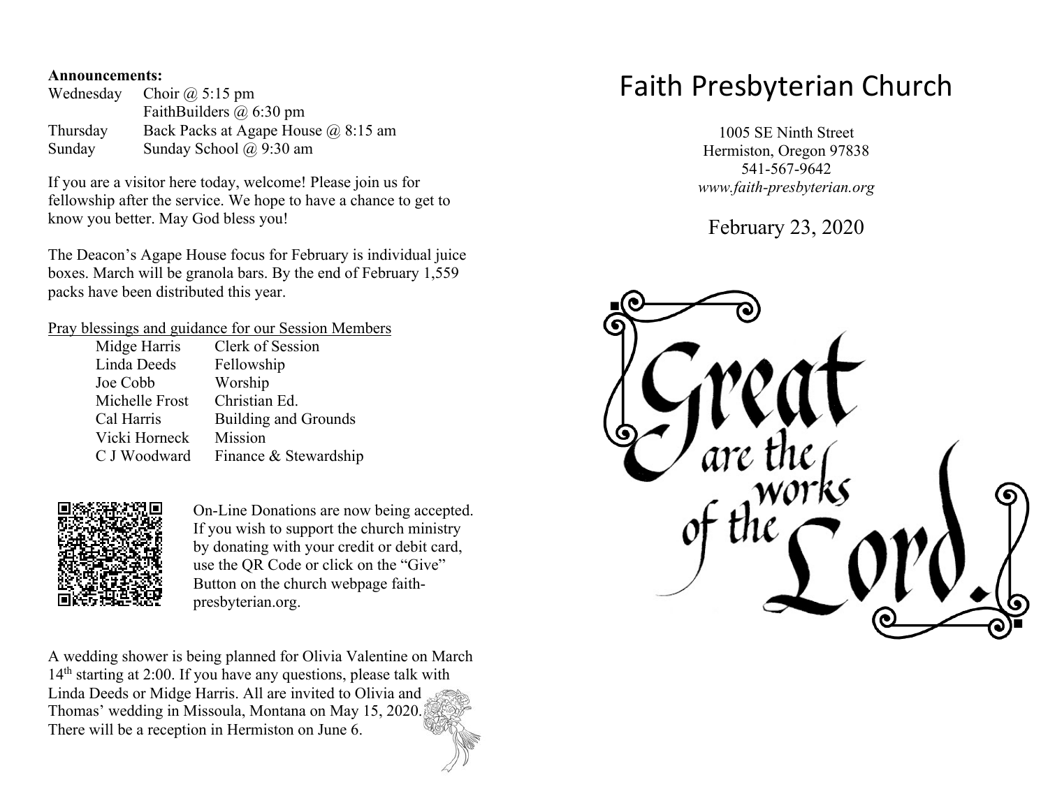**Announcements:**

| | |
|---|---|
| Wednesday | Choir @ 5:15 pm |
| | FaithBuilders @ 6:30 pm |
| Thursday | Back Packs at Agape House @ 8:15 am |
| Sunday | Sunday School @ 9:30 am |

If you are a visitor here today, welcome! Please join us for fellowship after the service. We hope to have a chance to get to know you better. May God bless you!

The Deacon's Agape House focus for February is individual juice boxes. March will be granola bars. By the end of February 1,559 packs have been distributed this year.

Pray blessings and guidance for our Session Members

| | |
|---|---|
| Midge Harris | Clerk of Session |
| Linda Deeds | Fellowship |
| Joe Cobb | Worship |
| Michelle Frost | Christian Ed. |
| Cal Harris | Building and Grounds |
| Vicki Horneck | Mission |
| C J Woodward | Finance & Stewardship |

On-Line Donations are now being accepted. If you wish to support the church ministry by donating with your credit or debit card, use the QR Code or click on the "Give" Button on the church webpage faith-presbyterian.org.

A wedding shower is being planned for Olivia Valentine on March 14th starting at 2:00. If you have any questions, please talk with Linda Deeds or Midge Harris. All are invited to Olivia and Thomas' wedding in Missoula, Montana on May 15, 2020. There will be a reception in Hermiston on June 6.

# Faith Presbyterian Church

1005 SE Ninth Street
Hermiston, Oregon 97838
541-567-9642
*www.faith-presbyterian.org*

February 23, 2020

Great are the works of the Lord!